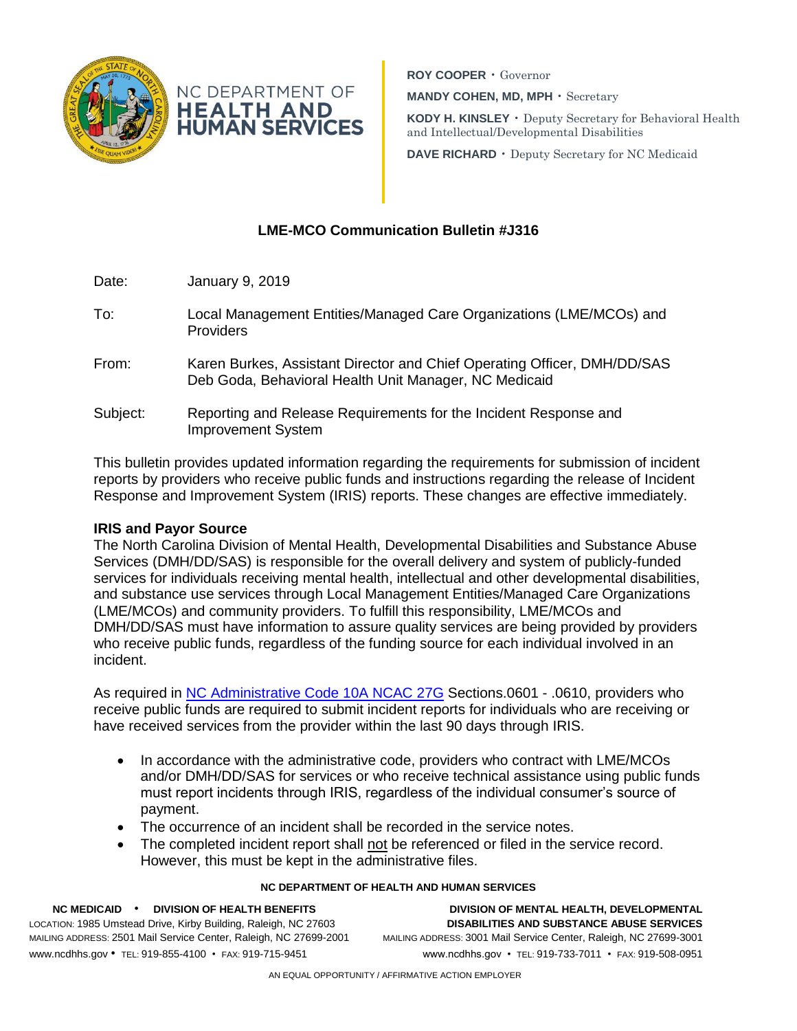NC DEPARTMENT OF **HEALTH AND HUMAN SERVICES**

**ROY COOPER** • Governor

**MANDY COHEN, MD, MPH** • Secretary

**KODY H. KINSLEY** • Deputy Secretary for Behavioral Health and Intellectual/Developmental Disabilities

**DAVE RICHARD** • Deputy Secretary for NC Medicaid

## LME-MCO Communication Bulletin #J316

Date: January 9, 2019

To: Local Management Entities/Managed Care Organizations (LME/MCOs) and Providers

From: Karen Burkes, Assistant Director and Chief Operating Officer, DMH/DD/SAS
Deb Goda, Behavioral Health Unit Manager, NC Medicaid

Subject: Reporting and Release Requirements for the Incident Response and Improvement System

This bulletin provides updated information regarding the requirements for submission of incident reports by providers who receive public funds and instructions regarding the release of Incident Response and Improvement System (IRIS) reports. These changes are effective immediately.

### IRIS and Payor Source

The North Carolina Division of Mental Health, Developmental Disabilities and Substance Abuse Services (DMH/DD/SAS) is responsible for the overall delivery and system of publicly-funded services for individuals receiving mental health, intellectual and other developmental disabilities, and substance use services through Local Management Entities/Managed Care Organizations (LME/MCOs) and community providers. To fulfill this responsibility, LME/MCOs and DMH/DD/SAS must have information to assure quality services are being provided by providers who receive public funds, regardless of the funding source for each individual involved in an incident.

As required in NC Administrative Code 10A NCAC 27G Sections.0601 - .0610, providers who receive public funds are required to submit incident reports for individuals who are receiving or have received services from the provider within the last 90 days through IRIS.

- In accordance with the administrative code, providers who contract with LME/MCOs and/or DMH/DD/SAS for services or who receive technical assistance using public funds must report incidents through IRIS, regardless of the individual consumer's source of payment.
- The occurrence of an incident shall be recorded in the service notes.
- The completed incident report shall not be referenced or filed in the service record. However, this must be kept in the administrative files.

**NC DEPARTMENT OF HEALTH AND HUMAN SERVICES**

**NC MEDICAID • DIVISION OF HEALTH BENEFITS**
LOCATION: 1985 Umstead Drive, Kirby Building, Raleigh, NC 27603
MAILING ADDRESS: 2501 Mail Service Center, Raleigh, NC 27699-2001
www.ncdhhs.gov • TEL: 919-855-4100 • FAX: 919-715-9451

**DIVISION OF MENTAL HEALTH, DEVELOPMENTAL DISABILITIES AND SUBSTANCE ABUSE SERVICES**
MAILING ADDRESS: 3001 Mail Service Center, Raleigh, NC 27699-3001
www.ncdhhs.gov • TEL: 919-733-7011 • FAX: 919-508-0951

AN EQUAL OPPORTUNITY / AFFIRMATIVE ACTION EMPLOYER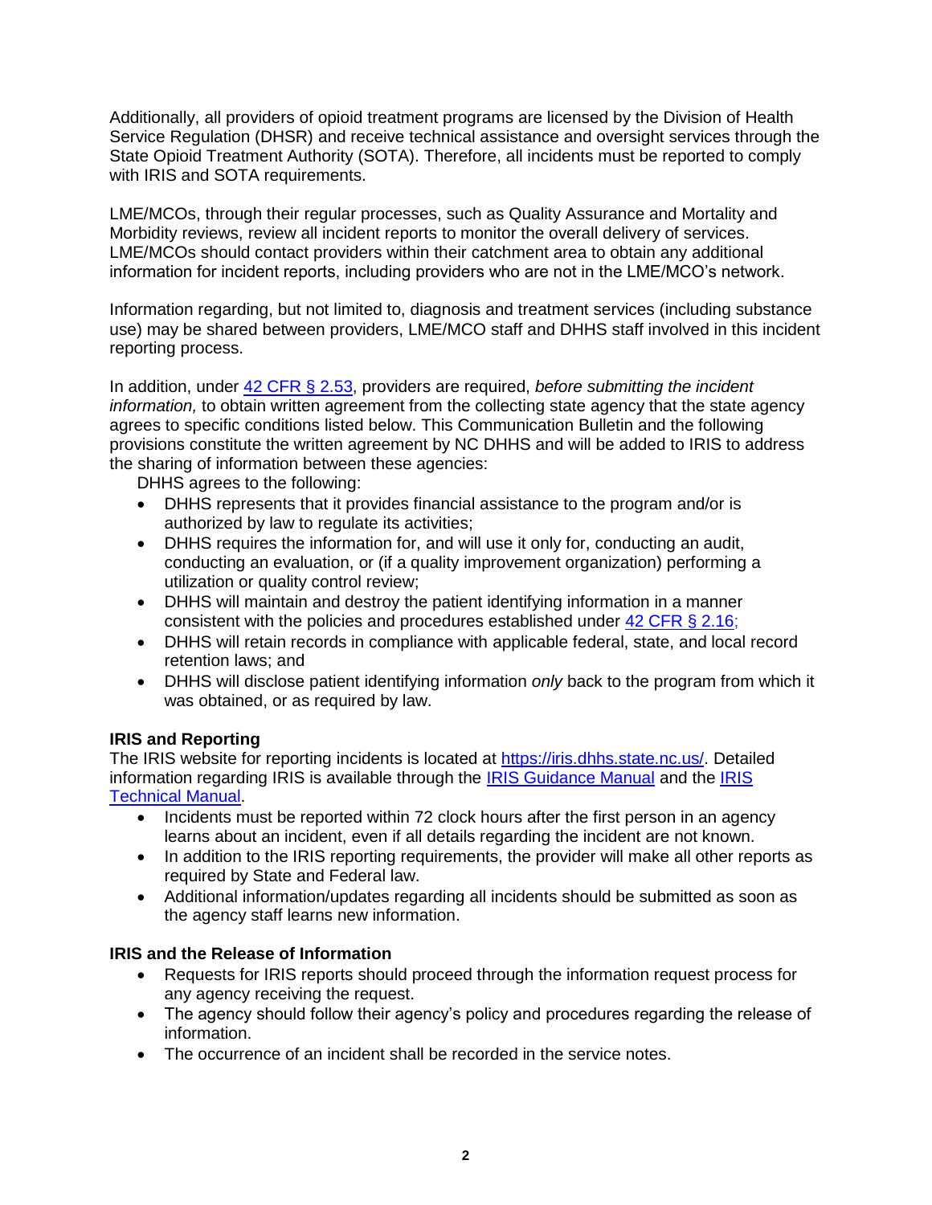Additionally, all providers of opioid treatment programs are licensed by the Division of Health Service Regulation (DHSR) and receive technical assistance and oversight services through the State Opioid Treatment Authority (SOTA). Therefore, all incidents must be reported to comply with IRIS and SOTA requirements.

LME/MCOs, through their regular processes, such as Quality Assurance and Mortality and Morbidity reviews, review all incident reports to monitor the overall delivery of services. LME/MCOs should contact providers within their catchment area to obtain any additional information for incident reports, including providers who are not in the LME/MCO's network.

Information regarding, but not limited to, diagnosis and treatment services (including substance use) may be shared between providers, LME/MCO staff and DHHS staff involved in this incident reporting process.

In addition, under [42 CFR § 2.53](), providers are required, *before submitting the incident information,* to obtain written agreement from the collecting state agency that the state agency agrees to specific conditions listed below. This Communication Bulletin and the following provisions constitute the written agreement by NC DHHS and will be added to IRIS to address the sharing of information between these agencies:

DHHS agrees to the following:

- DHHS represents that it provides financial assistance to the program and/or is authorized by law to regulate its activities;
- DHHS requires the information for, and will use it only for, conducting an audit, conducting an evaluation, or (if a quality improvement organization) performing a utilization or quality control review;
- DHHS will maintain and destroy the patient identifying information in a manner consistent with the policies and procedures established under [42 CFR § 2.16]();
- DHHS will retain records in compliance with applicable federal, state, and local record retention laws; and
- DHHS will disclose patient identifying information *only* back to the program from which it was obtained, or as required by law.

**IRIS and Reporting**

The IRIS website for reporting incidents is located at [https://iris.dhhs.state.nc.us/](https://iris.dhhs.state.nc.us/). Detailed information regarding IRIS is available through the [IRIS Guidance Manual]() and the [IRIS Technical Manual]().

- Incidents must be reported within 72 clock hours after the first person in an agency learns about an incident, even if all details regarding the incident are not known.
- In addition to the IRIS reporting requirements, the provider will make all other reports as required by State and Federal law.
- Additional information/updates regarding all incidents should be submitted as soon as the agency staff learns new information.

**IRIS and the Release of Information**

- Requests for IRIS reports should proceed through the information request process for any agency receiving the request.
- The agency should follow their agency's policy and procedures regarding the release of information.
- The occurrence of an incident shall be recorded in the service notes.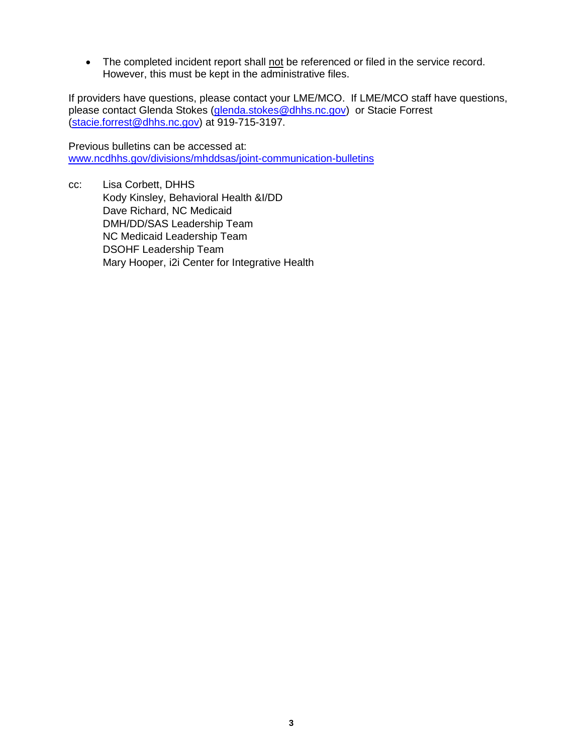- The completed incident report shall <u>not</u> be referenced or filed in the service record. However, this must be kept in the administrative files.

If providers have questions, please contact your LME/MCO. If LME/MCO staff have questions, please contact Glenda Stokes (glenda.stokes@dhhs.nc.gov) or Stacie Forrest (stacie.forrest@dhhs.nc.gov) at 919-715-3197.

Previous bulletins can be accessed at:
www.ncdhhs.gov/divisions/mhddsas/joint-communication-bulletins

cc: Lisa Corbett, DHHS
Kody Kinsley, Behavioral Health &I/DD
Dave Richard, NC Medicaid
DMH/DD/SAS Leadership Team
NC Medicaid Leadership Team
DSOHF Leadership Team
Mary Hooper, i2i Center for Integrative Health